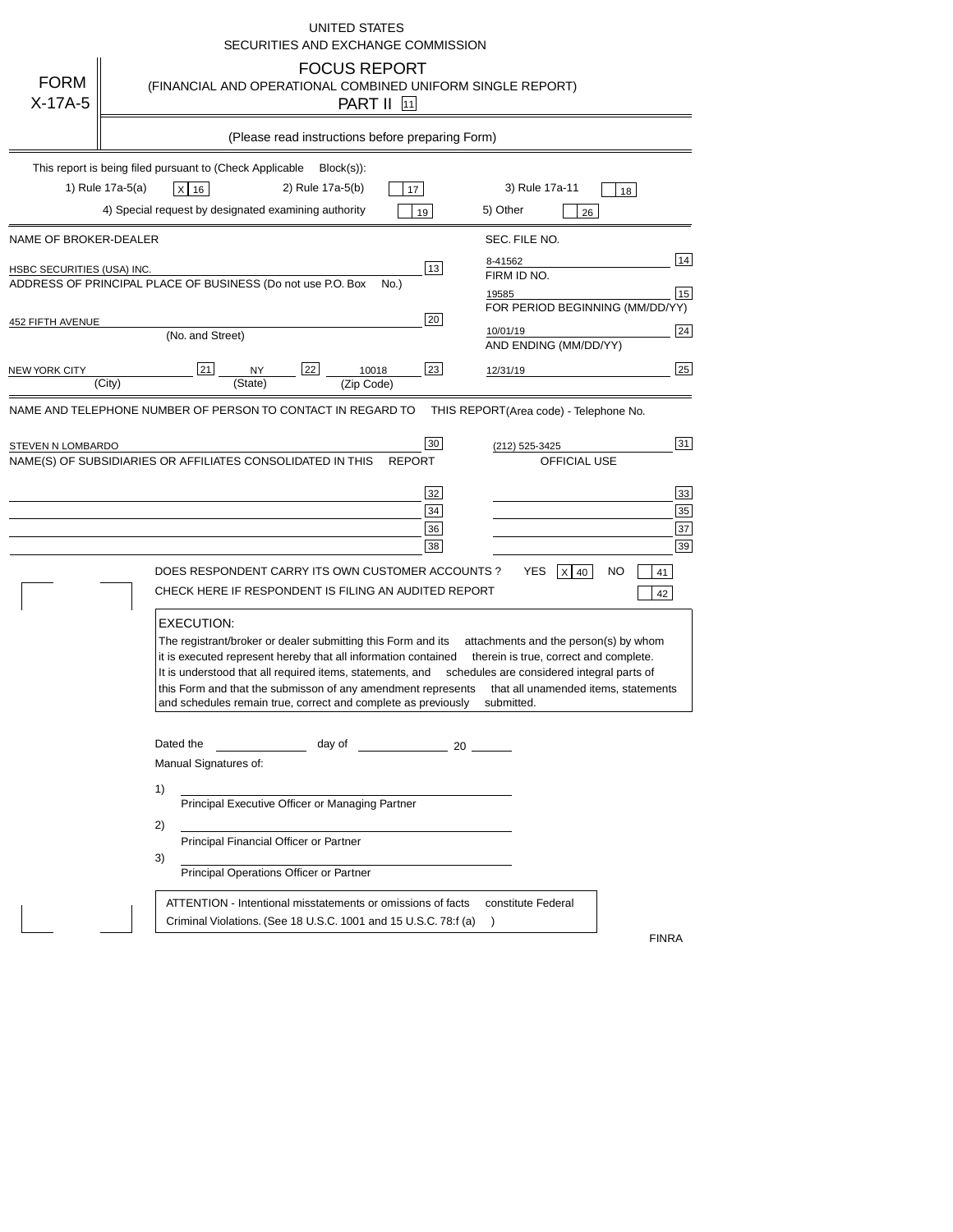UNITED STATES
SECURITIES AND EXCHANGE COMMISSION

# FORM X-17A-5

## FOCUS REPORT
(FINANCIAL AND OPERATIONAL COMBINED UNIFORM SINGLE REPORT)
PART II [11]

(Please read instructions before preparing Form)

This report is being filed pursuant to (Check Applicable Block(s)):

1) Rule 17a-5(a) [X] [16]  2) Rule 17a-5(b) [ ] [17]  3) Rule 17a-11 [ ] [18]

4) Special request by designated examining authority [ ] [19]  5) Other [ ] [26]

| | |
|---|---|
| NAME OF BROKER-DEALER | SEC. FILE NO. |
| HSBC SECURITIES (USA) INC. [13] | 8-41562 [14] |
| ADDRESS OF PRINCIPAL PLACE OF BUSINESS (Do not use P.O. Box No.) | FIRM ID NO. |
| | 19585 [15] |
| 452 FIFTH AVENUE [20] (No. and Street) | FOR PERIOD BEGINNING (MM/DD/YY) |
| | 10/01/19 [24] |
| NEW YORK CITY [21] (City) NY [22] (State) 10018 [23] (Zip Code) | AND ENDING (MM/DD/YY) |
| | 12/31/19 [25] |

NAME AND TELEPHONE NUMBER OF PERSON TO CONTACT IN REGARD TO THIS REPORT (Area code) - Telephone No.

STEVEN N LOMBARDO [30]  (212) 525-3425 [31]

NAME(S) OF SUBSIDIARIES OR AFFILIATES CONSOLIDATED IN THIS REPORT  OFFICIAL USE

| | |
|---|---|
| [32] | [33] |
| [34] | [35] |
| [36] | [37] |
| [38] | [39] |

DOES RESPONDENT CARRY ITS OWN CUSTOMER ACCOUNTS ? YES [X] [40] NO [ ] [41]

CHECK HERE IF RESPONDENT IS FILING AN AUDITED REPORT [ ] [42]

EXECUTION:

The registrant/broker or dealer submitting this Form and its attachments and the person(s) by whom it is executed represent hereby that all information contained therein is true, correct and complete. It is understood that all required items, statements, and schedules are considered integral parts of this Form and that the submisson of any amendment represents that all unamended items, statements and schedules remain true, correct and complete as previously submitted.

Dated the ________ day of ________ 20 ____

Manual Signatures of:

1) ______________________________
Principal Executive Officer or Managing Partner

2) ______________________________
Principal Financial Officer or Partner

3) ______________________________
Principal Operations Officer or Partner

ATTENTION - Intentional misstatements or omissions of facts constitute Federal Criminal Violations. (See 18 U.S.C. 1001 and 15 U.S.C. 78:f (a) )

FINRA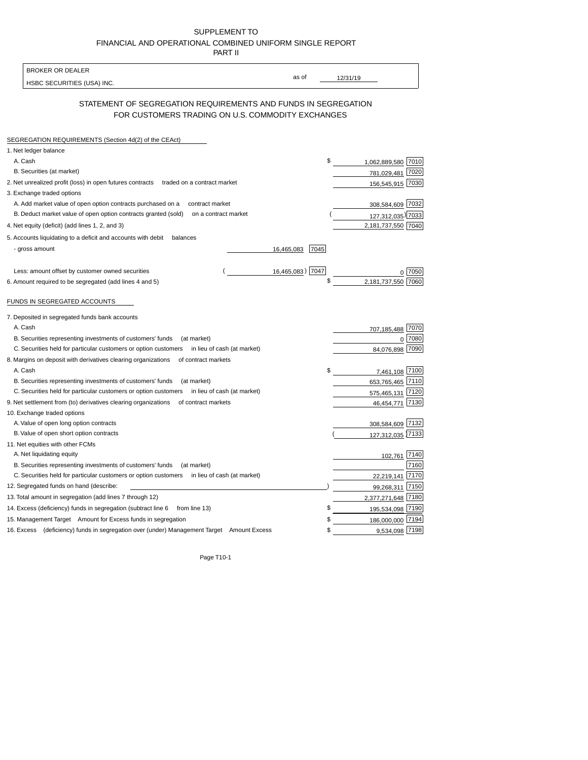SUPPLEMENT TO
FINANCIAL AND OPERATIONAL COMBINED UNIFORM SINGLE REPORT
PART II

| BROKER OR DEALER | | |
|---|---|---|
| HSBC SECURITIES (USA) INC. | as of | 12/31/19 |

## STATEMENT OF SEGREGATION REQUIREMENTS AND FUNDS IN SEGREGATION FOR CUSTOMERS TRADING ON U.S. COMMODITY EXCHANGES

**SEGREGATION REQUIREMENTS (Section 4d(2) of the CEAct)**

| | | | | |
|---|---|---|---|---|
| 1. Net ledger balance | | | | |
| A. Cash | | | $ 1,062,889,580 | 7010 |
| B. Securities (at market) | | | 781,029,481 | 7020 |
| 2. Net unrealized profit (loss) in open futures contracts traded on a contract market | | | 156,545,915 | 7030 |
| 3. Exchange traded options | | | | |
| A. Add market value of open option contracts purchased on a contract market | | | 308,584,609 | 7032 |
| B. Deduct market value of open option contracts granted (sold) on a contract market | | | ( 127,312,035 ) | 7033 |
| 4. Net equity (deficit) (add lines 1, 2, and 3) | | | 2,181,737,550 | 7040 |
| 5. Accounts liquidating to a deficit and accounts with debit balances | | | | |
| - gross amount | 16,465,083 | 7045 | | |
| Less: amount offset by customer owned securities | ( 16,465,083 ) | 7047 | 0 | 7050 |
| 6. Amount required to be segregated (add lines 4 and 5) | | | $ 2,181,737,550 | 7060 |

**FUNDS IN SEGREGATED ACCOUNTS**

| | | |
|---|---|---|
| 7. Deposited in segregated funds bank accounts | | |
| A. Cash | 707,185,488 | 7070 |
| B. Securities representing investments of customers' funds (at market) | 0 | 7080 |
| C. Securities held for particular customers or option customers in lieu of cash (at market) | 84,076,898 | 7090 |
| 8. Margins on deposit with derivatives clearing organizations of contract markets | | |
| A. Cash | $ 7,461,108 | 7100 |
| B. Securities representing investments of customers' funds (at market) | 653,765,465 | 7110 |
| C. Securities held for particular customers or option customers in lieu of cash (at market) | 575,465,131 | 7120 |
| 9. Net settlement from (to) derivatives clearing organizations of contract markets | 46,454,771 | 7130 |
| 10. Exchange traded options | | |
| A. Value of open long option contracts | 308,584,609 | 7132 |
| B. Value of open short option contracts | ( 127,312,035 ) | 7133 |
| 11. Net equities with other FCMs | | |
| A. Net liquidating equity | 102,761 | 7140 |
| B. Securities representing investments of customers' funds (at market) | | 7160 |
| C. Securities held for particular customers or option customers in lieu of cash (at market) | 22,219,141 | 7170 |
| 12. Segregated funds on hand (describe: ) | 99,268,311 | 7150 |
| 13. Total amount in segregation (add lines 7 through 12) | 2,377,271,648 | 7180 |
| 14. Excess (deficiency) funds in segregation (subtract line 6 from line 13) | $ 195,534,098 | 7190 |
| 15. Management Target Amount for Excess funds in segregation | $ 186,000,000 | 7194 |
| 16. Excess (deficiency) funds in segregation over (under) Management Target Amount Excess | $ 9,534,098 | 7198 |

Page T10-1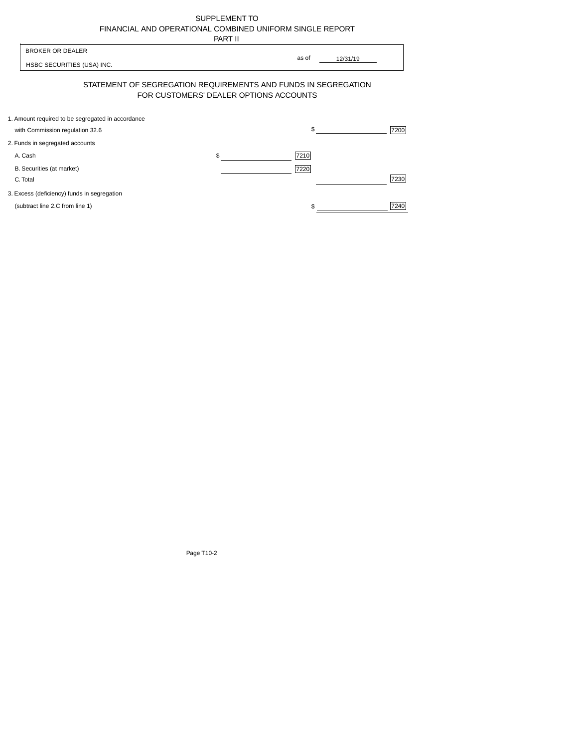SUPPLEMENT TO
FINANCIAL AND OPERATIONAL COMBINED UNIFORM SINGLE REPORT
PART II

| BROKER OR DEALER | | |
|---|---|---|
| HSBC SECURITIES (USA) INC. | as of | 12/31/19 |

## STATEMENT OF SEGREGATION REQUIREMENTS AND FUNDS IN SEGREGATION FOR CUSTOMERS' DEALER OPTIONS ACCOUNTS

| | | | | |
|---|---|---|---|---|
| 1. Amount required to be segregated in accordance with Commission regulation 32.6 | | | $ | 7200 |
| 2. Funds in segregated accounts | | | | |
| A. Cash | $ | 7210 | | |
| B. Securities (at market) | | 7220 | | |
| C. Total | | | | 7230 |
| 3. Excess (deficiency) funds in segregation (subtract line 2.C from line 1) | | | $ | 7240 |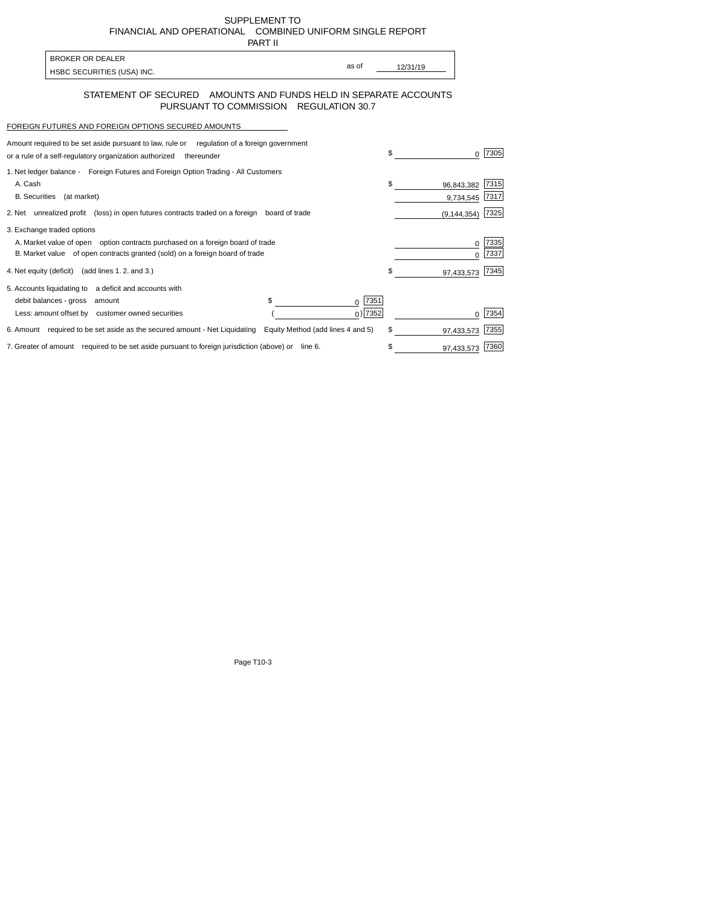SUPPLEMENT TO
FINANCIAL AND OPERATIONAL COMBINED UNIFORM SINGLE REPORT
PART II

| BROKER OR DEALER | | |
|---|---|---|
| HSBC SECURITIES (USA) INC. | as of | 12/31/19 |

## STATEMENT OF SECURED AMOUNTS AND FUNDS HELD IN SEPARATE ACCOUNTS PURSUANT TO COMMISSION REGULATION 30.7

FOREIGN FUTURES AND FOREIGN OPTIONS SECURED AMOUNTS

| | | | | |
|---|---|---|---|---|
| Amount required to be set aside pursuant to law, rule or regulation of a foreign government or a rule of a self-regulatory organization authorized thereunder | | | $ 0 | 7305 |
| 1. Net ledger balance - Foreign Futures and Foreign Option Trading - All Customers | | | | |
| A. Cash | | | $ 96,843,382 | 7315 |
| B. Securities (at market) | | | 9,734,545 | 7317 |
| 2. Net unrealized profit (loss) in open futures contracts traded on a foreign board of trade | | | (9,144,354) | 7325 |
| 3. Exchange traded options | | | | |
| A. Market value of open option contracts purchased on a foreign board of trade | | | 0 | 7335 |
| B. Market value of open contracts granted (sold) on a foreign board of trade | | | 0 | 7337 |
| 4. Net equity (deficit) (add lines 1. 2. and 3.) | | | $ 97,433,573 | 7345 |
| 5. Accounts liquidating to a deficit and accounts with | | | | |
| debit balances - gross amount | $ 0 | 7351 | | |
| Less: amount offset by customer owned securities | ( 0) | 7352 | 0 | 7354 |
| 6. Amount required to be set aside as the secured amount - Net Liquidating Equity Method (add lines 4 and 5) | | | $ 97,433,573 | 7355 |
| 7. Greater of amount required to be set aside pursuant to foreign jurisdiction (above) or line 6. | | | $ 97,433,573 | 7360 |

Page T10-3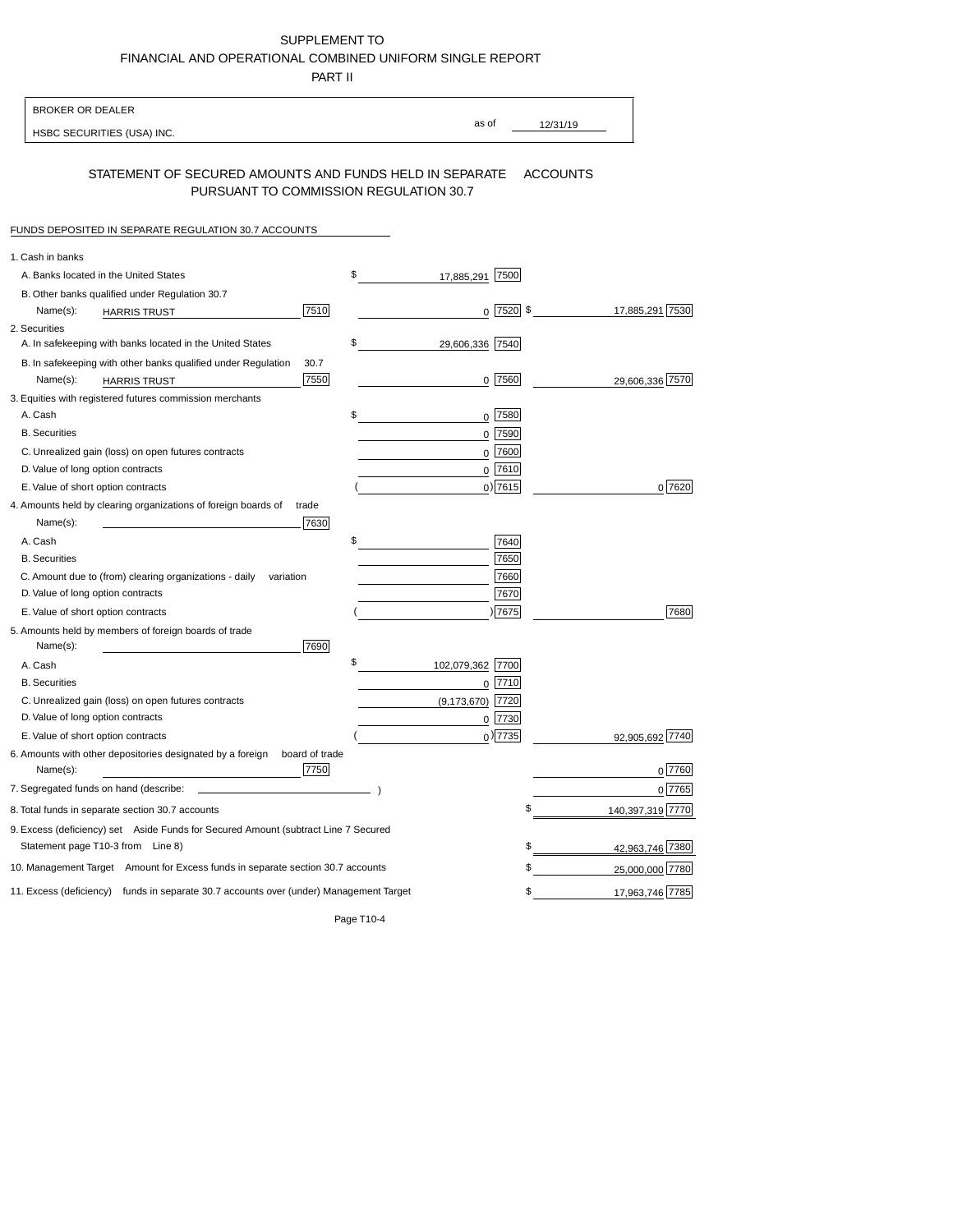SUPPLEMENT TO
FINANCIAL AND OPERATIONAL COMBINED UNIFORM SINGLE REPORT
PART II

| BROKER OR DEALER | | |
|---|---|---|
| HSBC SECURITIES (USA) INC. | as of | 12/31/19 |

## STATEMENT OF SECURED AMOUNTS AND FUNDS HELD IN SEPARATE ACCOUNTS PURSUANT TO COMMISSION REGULATION 30.7

FUNDS DEPOSITED IN SEPARATE REGULATION 30.7 ACCOUNTS

| Item | | | | | |
|---|---|---|---|---|---|
| 1. Cash in banks | | | | | |
| A. Banks located in the United States | | $ 17,885,291 | 7500 | | |
| B. Other banks qualified under Regulation 30.7 | | | | | |
| Name(s): HARRIS TRUST | 7510 | 0 | 7520 | $ 17,885,291 | 7530 |
| 2. Securities | | | | | |
| A. In safekeeping with banks located in the United States | | $ 29,606,336 | 7540 | | |
| B. In safekeeping with other banks qualified under Regulation 30.7 | | | | | |
| Name(s): HARRIS TRUST | 7550 | 0 | 7560 | 29,606,336 | 7570 |
| 3. Equities with registered futures commission merchants | | | | | |
| A. Cash | | $ 0 | 7580 | | |
| B. Securities | | 0 | 7590 | | |
| C. Unrealized gain (loss) on open futures contracts | | 0 | 7600 | | |
| D. Value of long option contracts | | 0 | 7610 | | |
| E. Value of short option contracts | | ( 0 ) | 7615 | 0 | 7620 |
| 4. Amounts held by clearing organizations of foreign boards of trade | | | | | |
| Name(s): | 7630 | | | | |
| A. Cash | | $ | 7640 | | |
| B. Securities | | | 7650 | | |
| C. Amount due to (from) clearing organizations - daily variation | | | 7660 | | |
| D. Value of long option contracts | | | 7670 | | |
| E. Value of short option contracts | | ( ) | 7675 | | 7680 |
| 5. Amounts held by members of foreign boards of trade | | | | | |
| Name(s): | 7690 | | | | |
| A. Cash | | $ 102,079,362 | 7700 | | |
| B. Securities | | 0 | 7710 | | |
| C. Unrealized gain (loss) on open futures contracts | | (9,173,670) | 7720 | | |
| D. Value of long option contracts | | 0 | 7730 | | |
| E. Value of short option contracts | | ( 0 ) | 7735 | 92,905,692 | 7740 |
| 6. Amounts with other depositories designated by a foreign board of trade | | | | | |
| Name(s): | 7750 | | | 0 | 7760 |
| 7. Segregated funds on hand (describe: ) | | | | 0 | 7765 |
| 8. Total funds in separate section 30.7 accounts | | | | $ 140,397,319 | 7770 |
| 9. Excess (deficiency) set Aside Funds for Secured Amount (subtract Line 7 Secured Statement page T10-3 from Line 8) | | | | $ 42,963,746 | 7380 |
| 10. Management Target Amount for Excess funds in separate section 30.7 accounts | | | | $ 25,000,000 | 7780 |
| 11. Excess (deficiency) funds in separate 30.7 accounts over (under) Management Target | | | | $ 17,963,746 | 7785 |

Page T10-4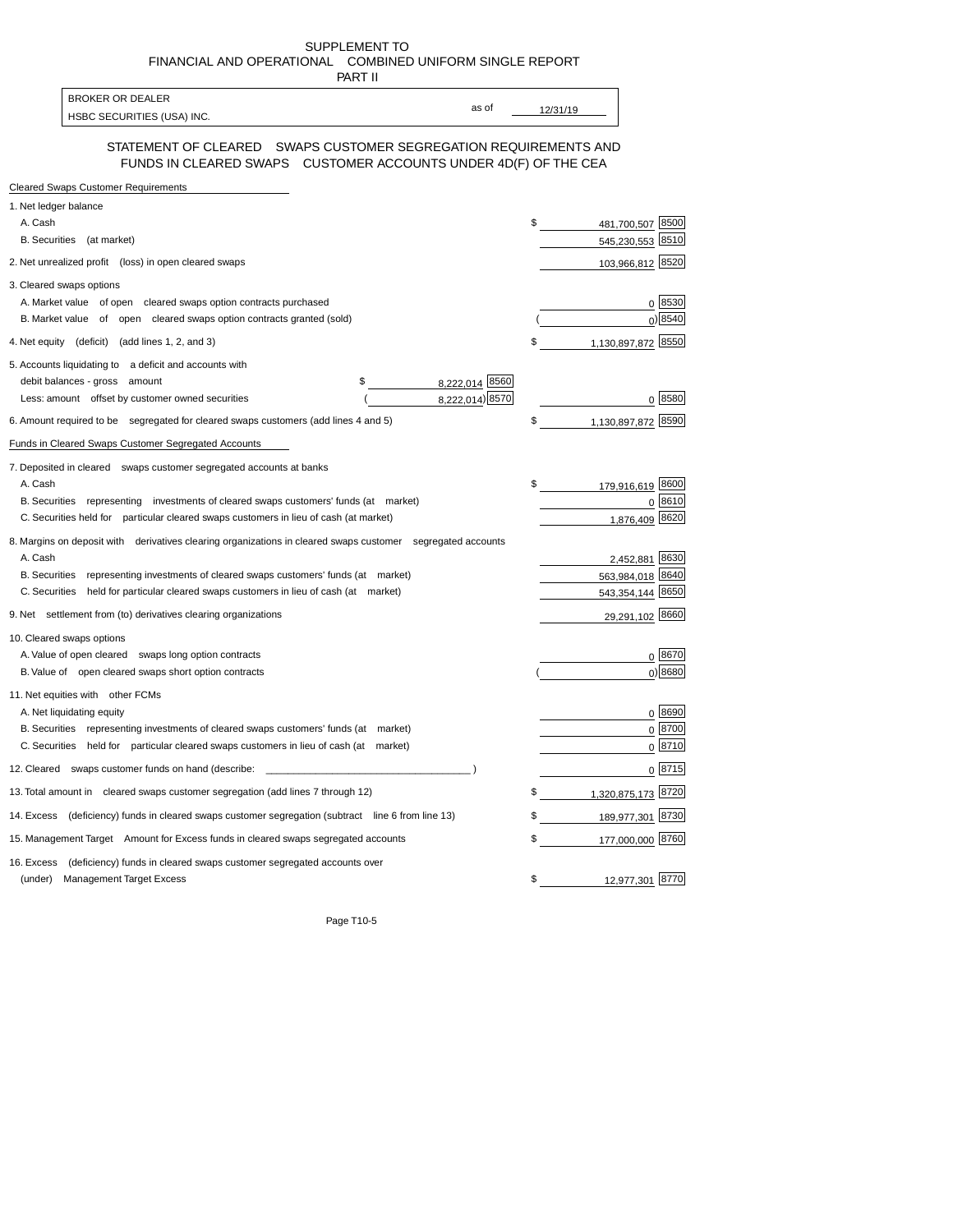SUPPLEMENT TO
FINANCIAL AND OPERATIONAL COMBINED UNIFORM SINGLE REPORT
PART II

| BROKER OR DEALER | | |
|---|---|---|
| HSBC SECURITIES (USA) INC. | as of | 12/31/19 |

## STATEMENT OF CLEARED SWAPS CUSTOMER SEGREGATION REQUIREMENTS AND FUNDS IN CLEARED SWAPS CUSTOMER ACCOUNTS UNDER 4D(F) OF THE CEA

**Cleared Swaps Customer Requirements**

| | | | | |
|---|---|---|---|---|
| 1. Net ledger balance | | | | |
| A. Cash | | | $ 481,700,507 | 8500 |
| B. Securities (at market) | | | 545,230,553 | 8510 |
| 2. Net unrealized profit (loss) in open cleared swaps | | | 103,966,812 | 8520 |
| 3. Cleared swaps options | | | | |
| A. Market value of open cleared swaps option contracts purchased | | | 0 | 8530 |
| B. Market value of open cleared swaps option contracts granted (sold) | | | (0) | 8540 |
| 4. Net equity (deficit) (add lines 1, 2, and 3) | | | $ 1,130,897,872 | 8550 |
| 5. Accounts liquidating to a deficit and accounts with | | | | |
| debit balances - gross amount | $ 8,222,014 | 8560 | | |
| Less: amount offset by customer owned securities | (8,222,014) | 8570 | 0 | 8580 |
| 6. Amount required to be segregated for cleared swaps customers (add lines 4 and 5) | | | $ 1,130,897,872 | 8590 |

**Funds in Cleared Swaps Customer Segregated Accounts**

| | | |
|---|---|---|
| 7. Deposited in cleared swaps customer segregated accounts at banks | | |
| A. Cash | $ 179,916,619 | 8600 |
| B. Securities representing investments of cleared swaps customers' funds (at market) | 0 | 8610 |
| C. Securities held for particular cleared swaps customers in lieu of cash (at market) | 1,876,409 | 8620 |
| 8. Margins on deposit with derivatives clearing organizations in cleared swaps customer segregated accounts | | |
| A. Cash | 2,452,881 | 8630 |
| B. Securities representing investments of cleared swaps customers' funds (at market) | 563,984,018 | 8640 |
| C. Securities held for particular cleared swaps customers in lieu of cash (at market) | 543,354,144 | 8650 |
| 9. Net settlement from (to) derivatives clearing organizations | 29,291,102 | 8660 |
| 10. Cleared swaps options | | |
| A. Value of open cleared swaps long option contracts | 0 | 8670 |
| B. Value of open cleared swaps short option contracts | (0) | 8680 |
| 11. Net equities with other FCMs | | |
| A. Net liquidating equity | 0 | 8690 |
| B. Securities representing investments of cleared swaps customers' funds (at market) | 0 | 8700 |
| C. Securities held for particular cleared swaps customers in lieu of cash (at market) | 0 | 8710 |
| 12. Cleared swaps customer funds on hand (describe: ____________________________________ ) | 0 | 8715 |
| 13. Total amount in cleared swaps customer segregation (add lines 7 through 12) | $ 1,320,875,173 | 8720 |
| 14. Excess (deficiency) funds in cleared swaps customer segregation (subtract line 6 from line 13) | $ 189,977,301 | 8730 |
| 15. Management Target Amount for Excess funds in cleared swaps segregated accounts | $ 177,000,000 | 8760 |
| 16. Excess (deficiency) funds in cleared swaps customer segregated accounts over (under) Management Target Excess | $ 12,977,301 | 8770 |

Page T10-5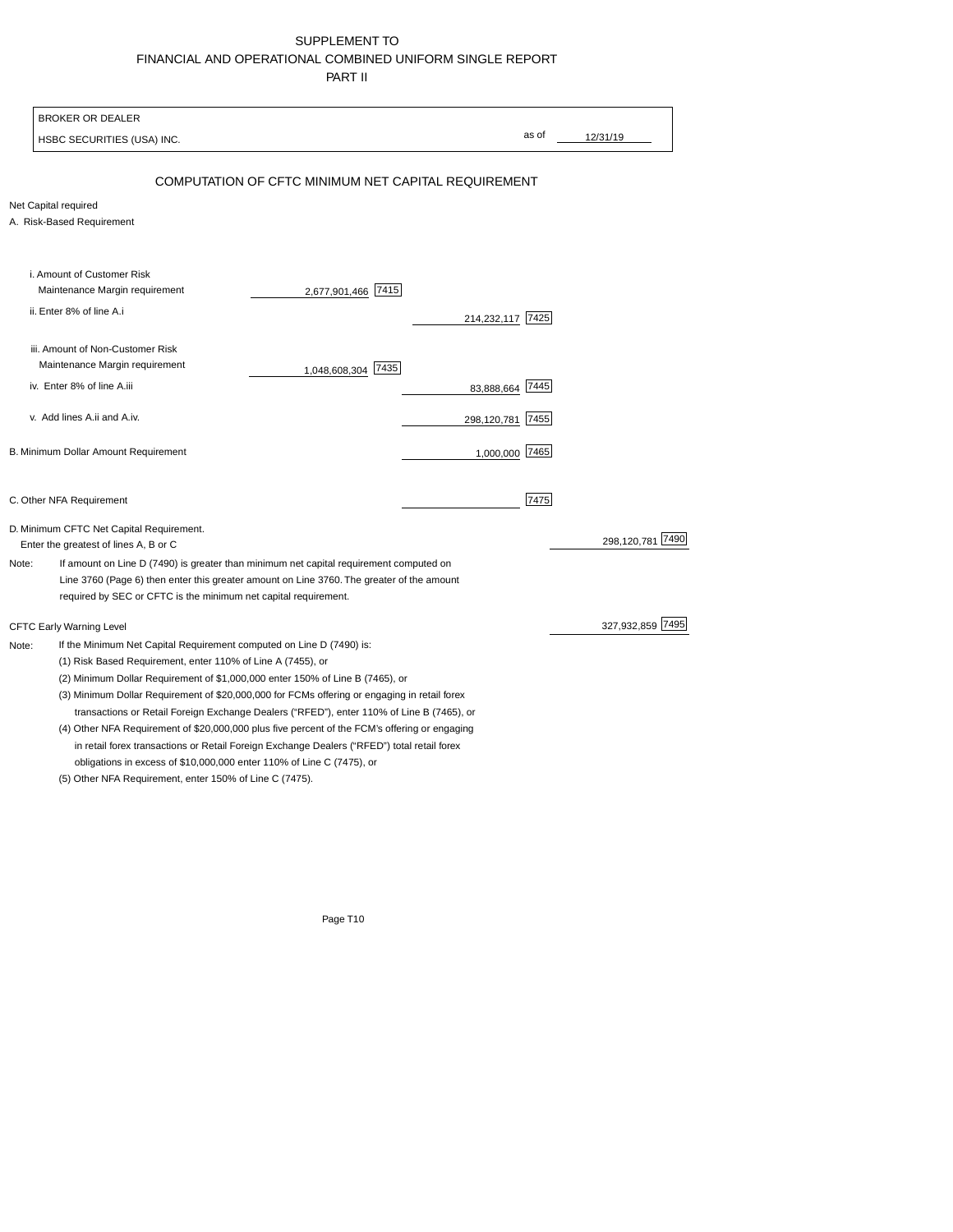SUPPLEMENT TO
FINANCIAL AND OPERATIONAL COMBINED UNIFORM SINGLE REPORT
PART II

| | |
|---|---|
| BROKER OR DEALER | |
| HSBC SECURITIES (USA) INC. | as of 12/31/19 |

## COMPUTATION OF CFTC MINIMUM NET CAPITAL REQUIREMENT

Net Capital required

A. Risk-Based Requirement

| | | | |
|---|---|---|---|
| i. Amount of Customer Risk Maintenance Margin requirement | 2,677,901,466 [7415] | | |
| ii. Enter 8% of line A.i | | 214,232,117 [7425] | |
| iii. Amount of Non-Customer Risk Maintenance Margin requirement | 1,048,608,304 [7435] | | |
| iv. Enter 8% of line A.iii | | 83,888,664 [7445] | |
| v. Add lines A.ii and A.iv. | | 298,120,781 [7455] | |
| B. Minimum Dollar Amount Requirement | | 1,000,000 [7465] | |
| C. Other NFA Requirement | | [7475] | |
| D. Minimum CFTC Net Capital Requirement. Enter the greatest of lines A, B or C | | | 298,120,781 [7490] |

Note: If amount on Line D (7490) is greater than minimum net capital requirement computed on Line 3760 (Page 6) then enter this greater amount on Line 3760. The greater of the amount required by SEC or CFTC is the minimum net capital requirement.

CFTC Early Warning Level 327,932,859 [7495]

Note: If the Minimum Net Capital Requirement computed on Line D (7490) is:

(1) Risk Based Requirement, enter 110% of Line A (7455), or

(2) Minimum Dollar Requirement of $1,000,000 enter 150% of Line B (7465), or

(3) Minimum Dollar Requirement of $20,000,000 for FCMs offering or engaging in retail forex transactions or Retail Foreign Exchange Dealers ("RFED"), enter 110% of Line B (7465), or

(4) Other NFA Requirement of $20,000,000 plus five percent of the FCM's offering or engaging in retail forex transactions or Retail Foreign Exchange Dealers ("RFED") total retail forex obligations in excess of $10,000,000 enter 110% of Line C (7475), or

(5) Other NFA Requirement, enter 150% of Line C (7475).